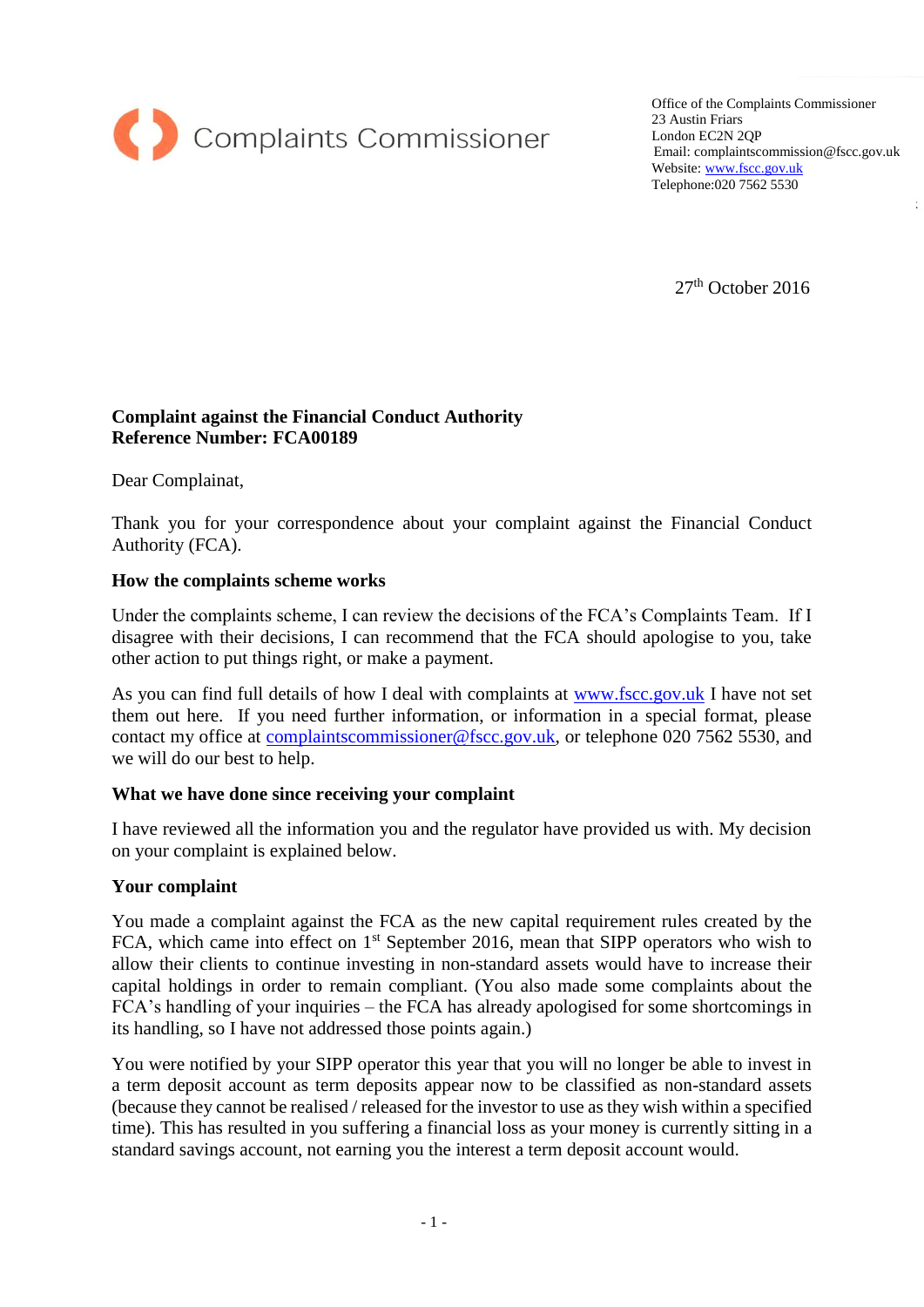Complaints Commissioner

Office of the Complaints Commissioner
23 Austin Friars
London EC2N 2QP
Email: complaintscommission@fscc.gov.uk
Website: www.fscc.gov.uk
Telephone:020 7562 5530

27th October 2016

**Complaint against the Financial Conduct Authority**
**Reference Number: FCA00189**

Dear Complainat,

Thank you for your correspondence about your complaint against the Financial Conduct Authority (FCA).

**How the complaints scheme works**

Under the complaints scheme, I can review the decisions of the FCA's Complaints Team. If I disagree with their decisions, I can recommend that the FCA should apologise to you, take other action to put things right, or make a payment.

As you can find full details of how I deal with complaints at www.fscc.gov.uk I have not set them out here. If you need further information, or information in a special format, please contact my office at complaintscommissioner@fscc.gov.uk, or telephone 020 7562 5530, and we will do our best to help.

**What we have done since receiving your complaint**

I have reviewed all the information you and the regulator have provided us with. My decision on your complaint is explained below.

**Your complaint**

You made a complaint against the FCA as the new capital requirement rules created by the FCA, which came into effect on 1st September 2016, mean that SIPP operators who wish to allow their clients to continue investing in non-standard assets would have to increase their capital holdings in order to remain compliant. (You also made some complaints about the FCA's handling of your inquiries – the FCA has already apologised for some shortcomings in its handling, so I have not addressed those points again.)

You were notified by your SIPP operator this year that you will no longer be able to invest in a term deposit account as term deposits appear now to be classified as non-standard assets (because they cannot be realised / released for the investor to use as they wish within a specified time). This has resulted in you suffering a financial loss as your money is currently sitting in a standard savings account, not earning you the interest a term deposit account would.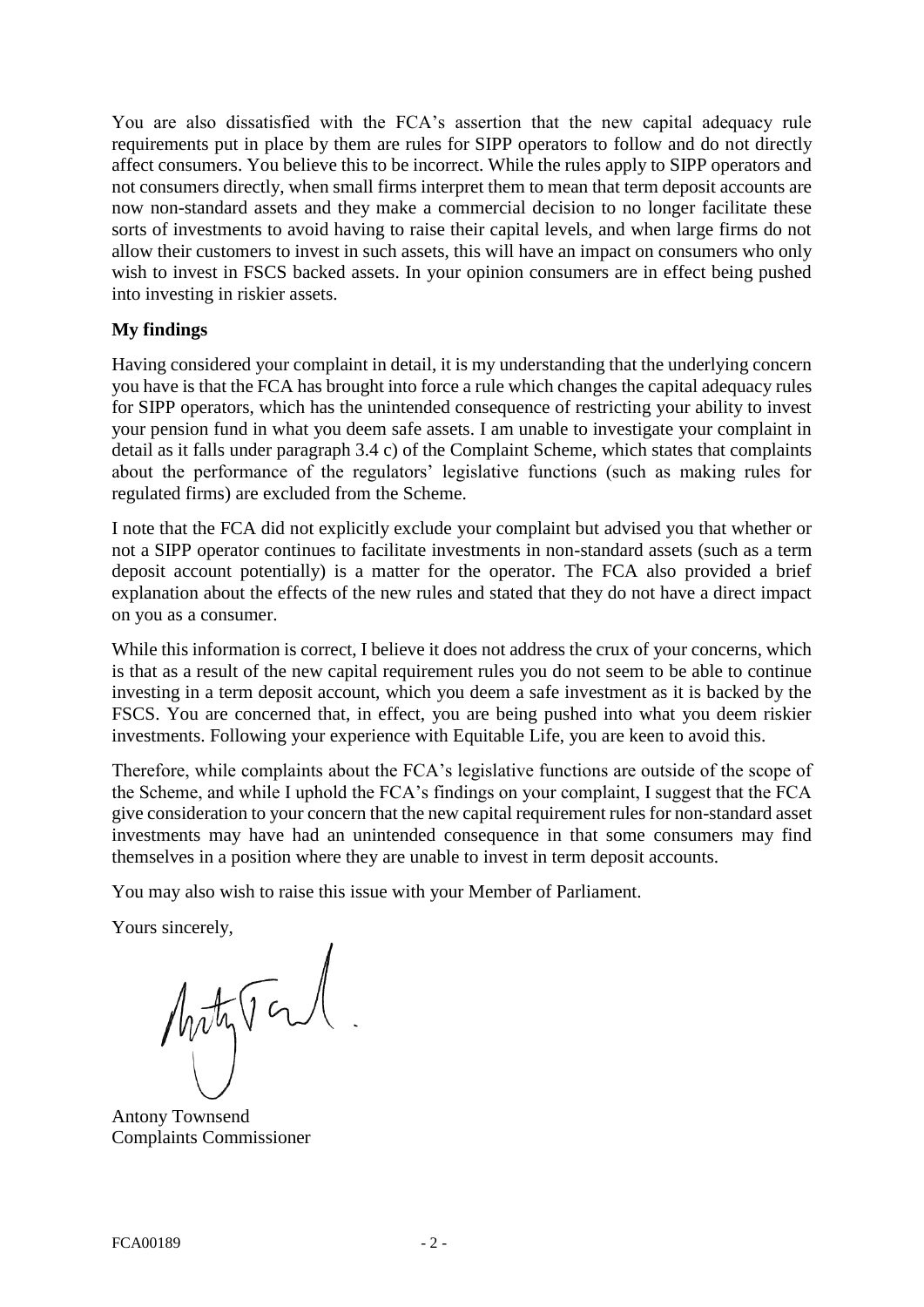You are also dissatisfied with the FCA's assertion that the new capital adequacy rule requirements put in place by them are rules for SIPP operators to follow and do not directly affect consumers. You believe this to be incorrect. While the rules apply to SIPP operators and not consumers directly, when small firms interpret them to mean that term deposit accounts are now non-standard assets and they make a commercial decision to no longer facilitate these sorts of investments to avoid having to raise their capital levels, and when large firms do not allow their customers to invest in such assets, this will have an impact on consumers who only wish to invest in FSCS backed assets. In your opinion consumers are in effect being pushed into investing in riskier assets.

**My findings**

Having considered your complaint in detail, it is my understanding that the underlying concern you have is that the FCA has brought into force a rule which changes the capital adequacy rules for SIPP operators, which has the unintended consequence of restricting your ability to invest your pension fund in what you deem safe assets. I am unable to investigate your complaint in detail as it falls under paragraph 3.4 c) of the Complaint Scheme, which states that complaints about the performance of the regulators' legislative functions (such as making rules for regulated firms) are excluded from the Scheme.

I note that the FCA did not explicitly exclude your complaint but advised you that whether or not a SIPP operator continues to facilitate investments in non-standard assets (such as a term deposit account potentially) is a matter for the operator. The FCA also provided a brief explanation about the effects of the new rules and stated that they do not have a direct impact on you as a consumer.

While this information is correct, I believe it does not address the crux of your concerns, which is that as a result of the new capital requirement rules you do not seem to be able to continue investing in a term deposit account, which you deem a safe investment as it is backed by the FSCS. You are concerned that, in effect, you are being pushed into what you deem riskier investments. Following your experience with Equitable Life, you are keen to avoid this.

Therefore, while complaints about the FCA's legislative functions are outside of the scope of the Scheme, and while I uphold the FCA's findings on your complaint, I suggest that the FCA give consideration to your concern that the new capital requirement rules for non-standard asset investments may have had an unintended consequence in that some consumers may find themselves in a position where they are unable to invest in term deposit accounts.

You may also wish to raise this issue with your Member of Parliament.

Yours sincerely,

Antony Townsend
Complaints Commissioner

FCA00189